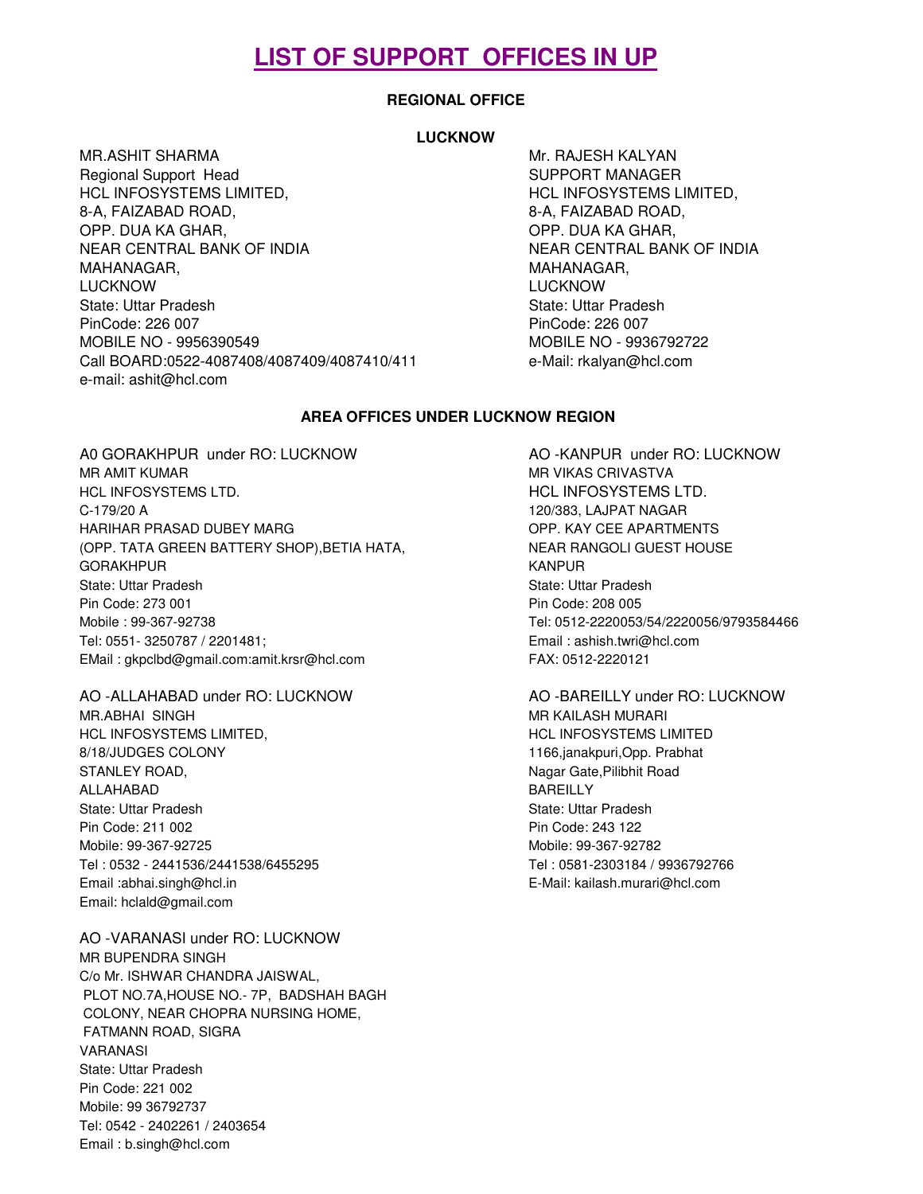# LIST OF SUPPORT OFFICES IN UP

## REGIONAL OFFICE

### LUCKNOW

MR.ASHIT SHARMA
Regional Support Head
HCL INFOSYSTEMS LIMITED,
8-A, FAIZABAD ROAD,
OPP. DUA KA GHAR,
NEAR CENTRAL BANK OF INDIA
MAHANAGAR,
LUCKNOW
State: Uttar Pradesh
PinCode: 226 007
MOBILE NO - 9956390549
Call BOARD:0522-4087408/4087409/4087410/411
e-mail: ashit@hcl.com

Mr. RAJESH KALYAN
SUPPORT MANAGER
HCL INFOSYSTEMS LIMITED,
8-A, FAIZABAD ROAD,
OPP. DUA KA GHAR,
NEAR CENTRAL BANK OF INDIA
MAHANAGAR,
LUCKNOW
State: Uttar Pradesh
PinCode: 226 007
MOBILE NO - 9936792722
e-Mail: rkalyan@hcl.com

## AREA OFFICES UNDER LUCKNOW REGION

A0 GORAKHPUR under RO: LUCKNOW
MR AMIT KUMAR
HCL INFOSYSTEMS LTD.
C-179/20 A
HARIHAR PRASAD DUBEY MARG
(OPP. TATA GREEN BATTERY SHOP),BETIA HATA,
GORAKHPUR
State: Uttar Pradesh
Pin Code: 273 001
Mobile : 99-367-92738
Tel: 0551- 3250787 / 2201481;
EMail : gkpclbd@gmail.com:amit.krsr@hcl.com

AO -KANPUR under RO: LUCKNOW
MR VIKAS CRIVASTVA
HCL INFOSYSTEMS LTD.
120/383, LAJPAT NAGAR
OPP. KAY CEE APARTMENTS
NEAR RANGOLI GUEST HOUSE
KANPUR
State: Uttar Pradesh
Pin Code: 208 005
Tel: 0512-2220053/54/2220056/9793584466
Email : ashish.twri@hcl.com
FAX: 0512-2220121

AO -ALLAHABAD under RO: LUCKNOW
MR.ABHAI SINGH
HCL INFOSYSTEMS LIMITED,
8/18/JUDGES COLONY
STANLEY ROAD,
ALLAHABAD
State: Uttar Pradesh
Pin Code: 211 002
Mobile: 99-367-92725
Tel : 0532 - 2441536/2441538/6455295
Email :abhai.singh@hcl.in
Email: hclald@gmail.com

AO -BAREILLY under RO: LUCKNOW
MR KAILASH MURARI
HCL INFOSYSTEMS LIMITED
1166,janakpuri,Opp. Prabhat
Nagar Gate,Pilibhit Road
BAREILLY
State: Uttar Pradesh
Pin Code: 243 122
Mobile: 99-367-92782
Tel : 0581-2303184 / 9936792766
E-Mail: kailash.murari@hcl.com

AO -VARANASI under RO: LUCKNOW
MR BUPENDRA SINGH
C/o Mr. ISHWAR CHANDRA JAISWAL,
PLOT NO.7A,HOUSE NO.- 7P, BADSHAH BAGH
COLONY, NEAR CHOPRA NURSING HOME,
FATMANN ROAD, SIGRA
VARANASI
State: Uttar Pradesh
Pin Code: 221 002
Mobile: 99 36792737
Tel: 0542 - 2402261 / 2403654
Email : b.singh@hcl.com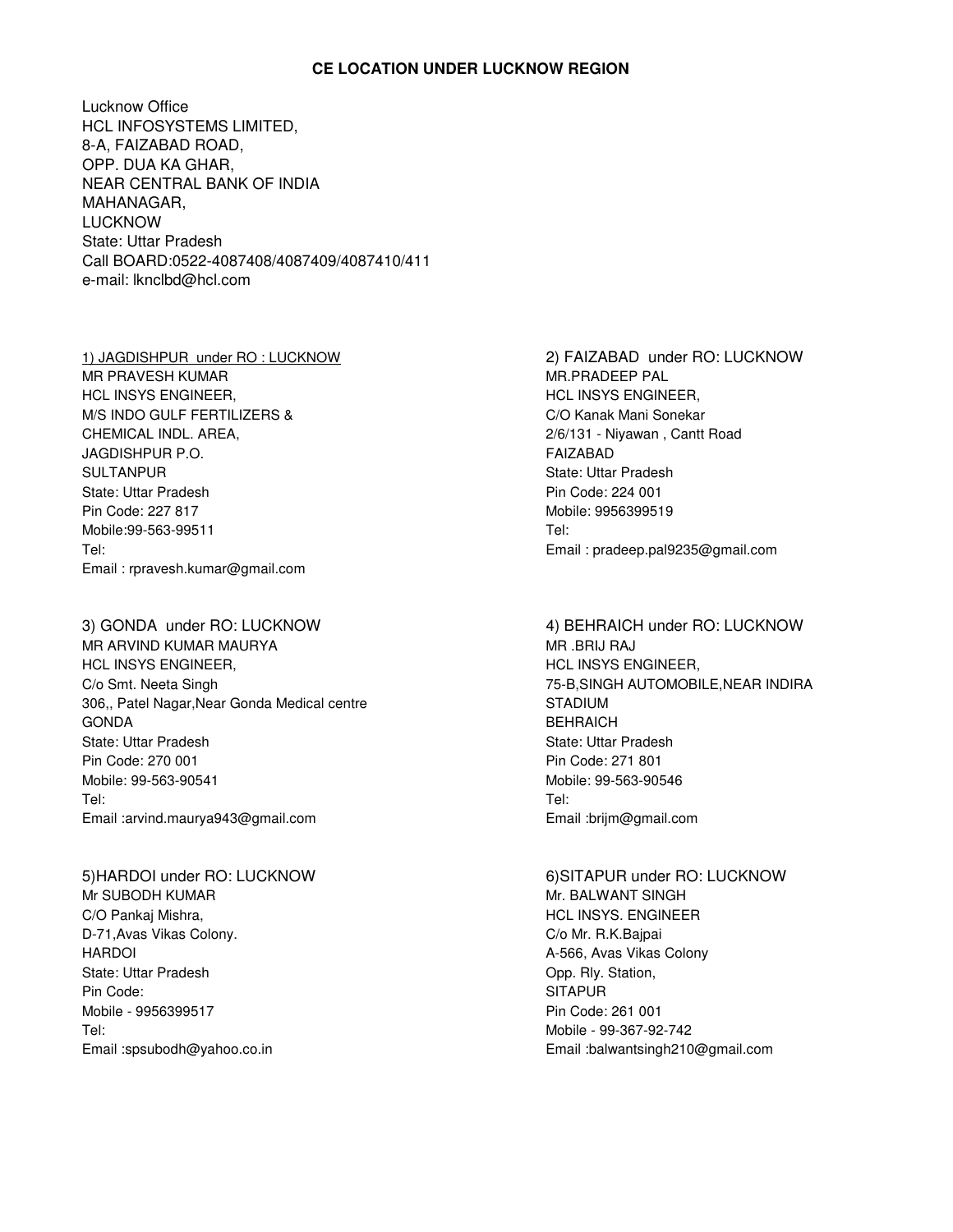## CE LOCATION UNDER LUCKNOW REGION

Lucknow Office
HCL INFOSYSTEMS LIMITED,
8-A, FAIZABAD ROAD,
OPP. DUA KA GHAR,
NEAR CENTRAL BANK OF INDIA
MAHANAGAR,
LUCKNOW
State: Uttar Pradesh
Call BOARD:0522-4087408/4087409/4087410/411
e-mail: lknclbd@hcl.com

1) JAGDISHPUR under RO : LUCKNOW
MR PRAVESH KUMAR
HCL INSYS ENGINEER,
M/S INDO GULF FERTILIZERS &
CHEMICAL INDL. AREA,
JAGDISHPUR P.O.
SULTANPUR
State: Uttar Pradesh
Pin Code: 227 817
Mobile:99-563-99511
Tel:
Email : rpravesh.kumar@gmail.com

2) FAIZABAD under RO: LUCKNOW
MR.PRADEEP PAL
HCL INSYS ENGINEER,
C/O Kanak Mani Sonekar
2/6/131 - Niyawan , Cantt Road
FAIZABAD
State: Uttar Pradesh
Pin Code: 224 001
Mobile: 9956399519
Tel:
Email : pradeep.pal9235@gmail.com

3) GONDA under RO: LUCKNOW
MR ARVIND KUMAR MAURYA
HCL INSYS ENGINEER,
C/o Smt. Neeta Singh
306,, Patel Nagar,Near Gonda Medical centre
GONDA
State: Uttar Pradesh
Pin Code: 270 001
Mobile: 99-563-90541
Tel:
Email :arvind.maurya943@gmail.com

4) BEHRAICH under RO: LUCKNOW
MR .BRIJ RAJ
HCL INSYS ENGINEER,
75-B,SINGH AUTOMOBILE,NEAR INDIRA STADIUM
BEHRAICH
State: Uttar Pradesh
Pin Code: 271 801
Mobile: 99-563-90546
Tel:
Email :brijm@gmail.com

5)HARDOI under RO: LUCKNOW
Mr SUBODH KUMAR
C/O Pankaj Mishra,
D-71,Avas Vikas Colony.
HARDOI
State: Uttar Pradesh
Pin Code:
Mobile - 9956399517
Tel:
Email :spsubodh@yahoo.co.in

6)SITAPUR under RO: LUCKNOW
Mr. BALWANT SINGH
HCL INSYS. ENGINEER
C/o Mr. R.K.Bajpai
A-566, Avas Vikas Colony
Opp. Rly. Station,
SITAPUR
Pin Code: 261 001
Mobile - 99-367-92-742
Email :balwantsingh210@gmail.com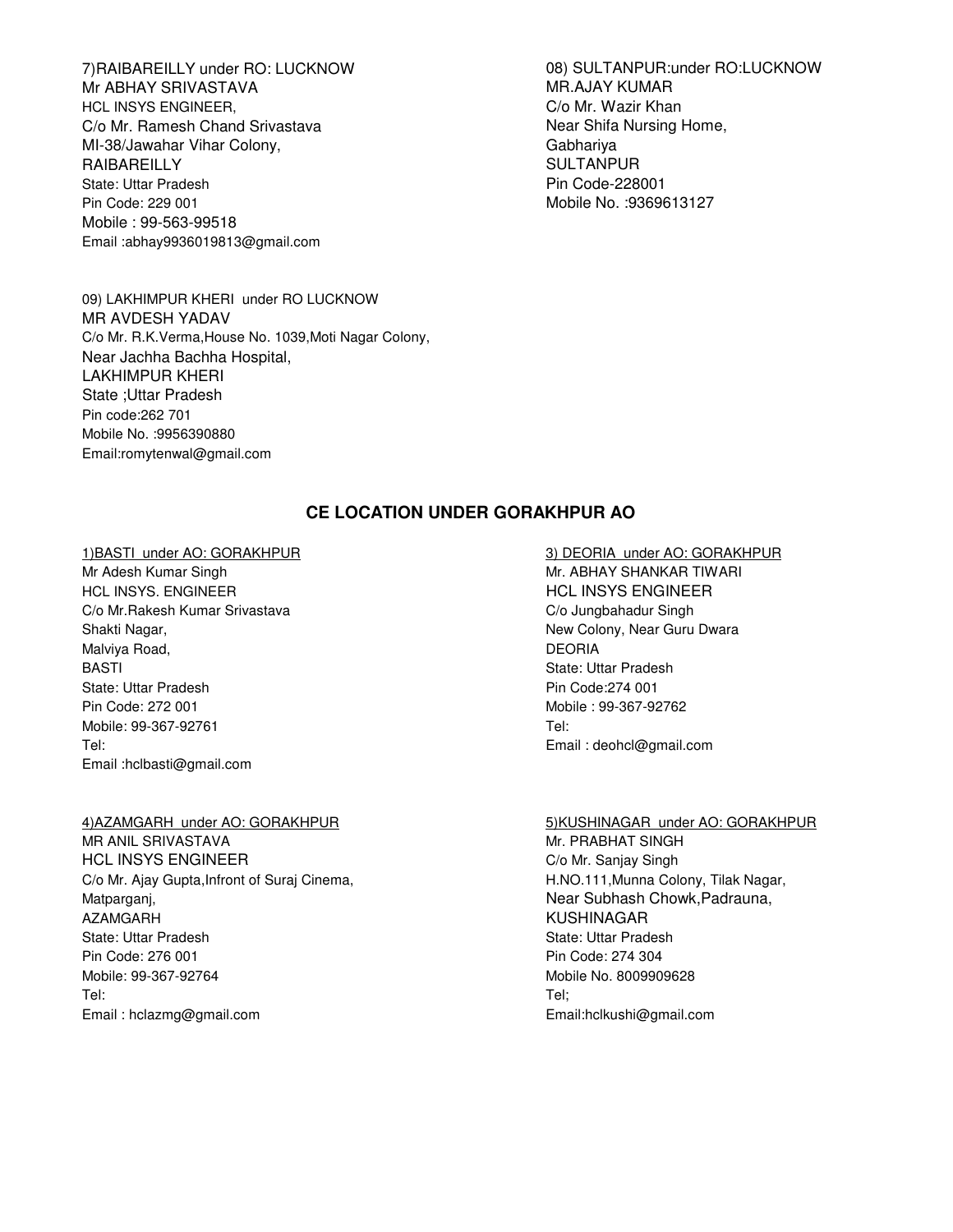7)RAIBAREILLY under RO: LUCKNOW
Mr ABHAY SRIVASTAVA
HCL INSYS ENGINEER,
C/o Mr. Ramesh Chand Srivastava
MI-38/Jawahar Vihar Colony,
RAIBAREILLY
State: Uttar Pradesh
Pin Code: 229 001
Mobile : 99-563-99518
Email :abhay9936019813@gmail.com

08) SULTANPUR:under RO:LUCKNOW
MR.AJAY KUMAR
C/o Mr. Wazir Khan
Near Shifa Nursing Home,
Gabhariya
SULTANPUR
Pin Code-228001
Mobile No. :9369613127

09) LAKHIMPUR KHERI under RO LUCKNOW
MR AVDESH YADAV
C/o Mr. R.K.Verma,House No. 1039,Moti Nagar Colony,
Near Jachha Bachha Hospital,
LAKHIMPUR KHERI
State ;Uttar Pradesh
Pin code:262 701
Mobile No. :9956390880
Email:romytenwal@gmail.com

## CE LOCATION UNDER GORAKHPUR AO

1)BASTI under AO: GORAKHPUR
Mr Adesh Kumar Singh
HCL INSYS. ENGINEER
C/o Mr.Rakesh Kumar Srivastava
Shakti Nagar,
Malviya Road,
BASTI
State: Uttar Pradesh
Pin Code: 272 001
Mobile: 99-367-92761
Tel:
Email :hclbasti@gmail.com

3) DEORIA under AO: GORAKHPUR
Mr. ABHAY SHANKAR TIWARI
HCL INSYS ENGINEER
C/o Jungbahadur Singh
New Colony, Near Guru Dwara
DEORIA
State: Uttar Pradesh
Pin Code:274 001
Mobile : 99-367-92762
Tel:
Email : deohcl@gmail.com

4)AZAMGARH under AO: GORAKHPUR
MR ANIL SRIVASTAVA
HCL INSYS ENGINEER
C/o Mr. Ajay Gupta,Infront of Suraj Cinema,
Matparganj,
AZAMGARH
State: Uttar Pradesh
Pin Code: 276 001
Mobile: 99-367-92764
Tel:
Email : hclazmg@gmail.com

5)KUSHINAGAR under AO: GORAKHPUR
Mr. PRABHAT SINGH
C/o Mr. Sanjay Singh
H.NO.111,Munna Colony, Tilak Nagar,
Near Subhash Chowk,Padrauna,
KUSHINAGAR
State: Uttar Pradesh
Pin Code: 274 304
Mobile No. 8009909628
Tel;
Email:hclkushi@gmail.com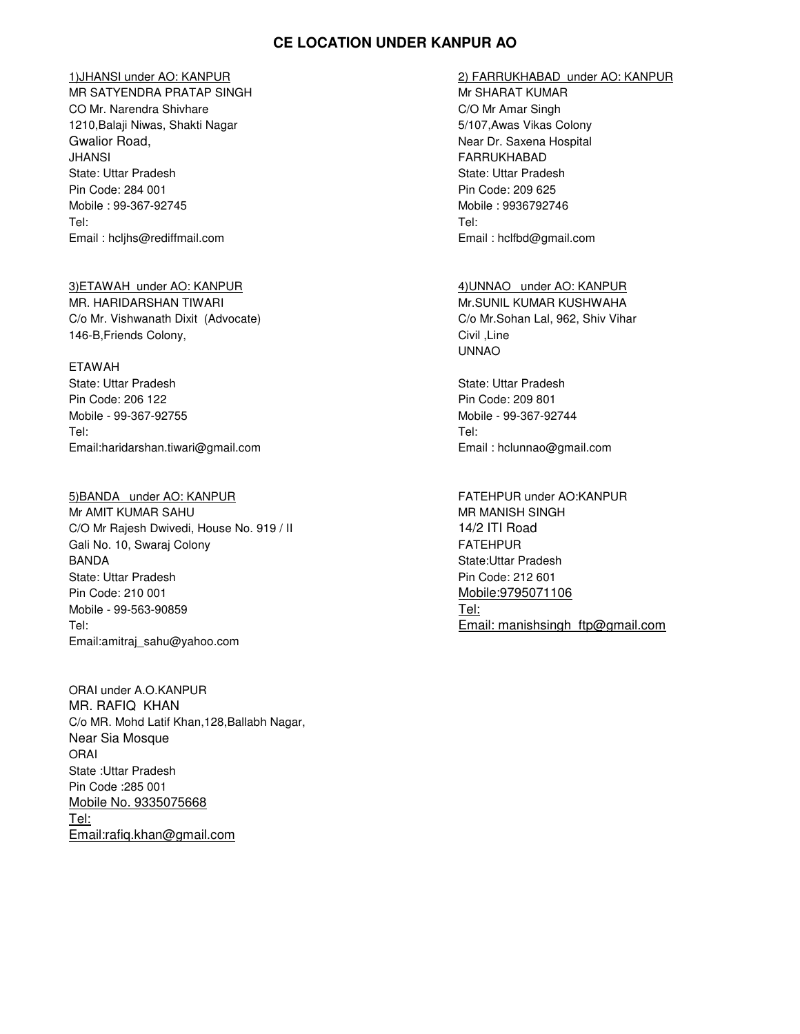# CE LOCATION UNDER KANPUR AO

1)JHANSI under AO: KANPUR
MR SATYENDRA PRATAP SINGH
CO Mr. Narendra Shivhare
1210,Balaji Niwas, Shakti Nagar
Gwalior Road,
JHANSI
State: Uttar Pradesh
Pin Code: 284 001
Mobile : 99-367-92745
Tel:
Email : hcljhs@rediffmail.com

2) FARRUKHABAD under AO: KANPUR
Mr SHARAT KUMAR
C/O Mr Amar Singh
5/107,Awas Vikas Colony
Near Dr. Saxena Hospital
FARRUKHABAD
State: Uttar Pradesh
Pin Code: 209 625
Mobile : 9936792746
Tel:
Email : hclfbd@gmail.com

3)ETAWAH under AO: KANPUR
MR. HARIDARSHAN TIWARI
C/o Mr. Vishwanath Dixit (Advocate)
146-B,Friends Colony,

ETAWAH
State: Uttar Pradesh
Pin Code: 206 122
Mobile - 99-367-92755
Tel:
Email:haridarshan.tiwari@gmail.com

4)UNNAO under AO: KANPUR
Mr.SUNIL KUMAR KUSHWAHA
C/o Mr.Sohan Lal, 962, Shiv Vihar
Civil ,Line
UNNAO

State: Uttar Pradesh
Pin Code: 209 801
Mobile - 99-367-92744
Tel:
Email : hclunnao@gmail.com

5)BANDA under AO: KANPUR
Mr AMIT KUMAR SAHU
C/O Mr Rajesh Dwivedi, House No. 919 / II
Gali No. 10, Swaraj Colony
BANDA
State: Uttar Pradesh
Pin Code: 210 001
Mobile - 99-563-90859
Tel:
Email:amitraj_sahu@yahoo.com

FATEHPUR under AO:KANPUR
MR MANISH SINGH
14/2 ITI Road
FATEHPUR
State:Uttar Pradesh
Pin Code: 212 601
Mobile:9795071106
Tel:
Email: manishsingh_ftp@gmail.com

ORAI under A.O.KANPUR
MR. RAFIQ KHAN
C/o MR. Mohd Latif Khan,128,Ballabh Nagar,
Near Sia Mosque
ORAI
State :Uttar Pradesh
Pin Code :285 001
Mobile No. 9335075668
Tel:
Email:rafiq.khan@gmail.com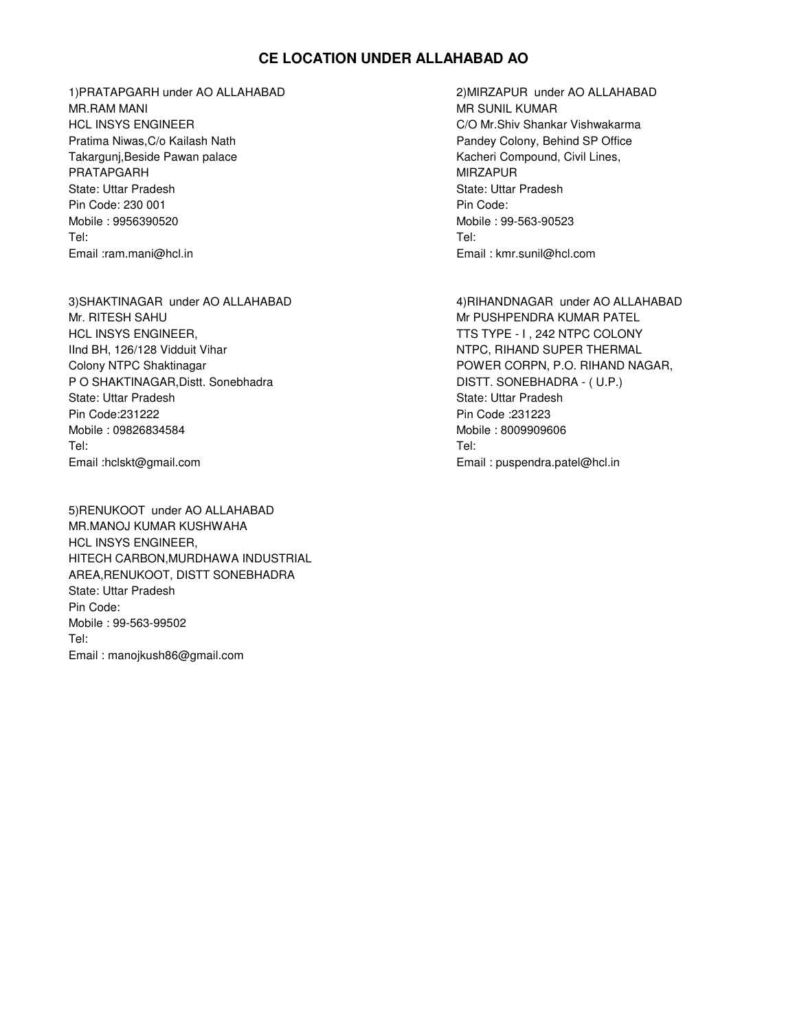# CE LOCATION UNDER ALLAHABAD AO

1)PRATAPGARH under AO ALLAHABAD
MR.RAM MANI
HCL INSYS ENGINEER
Pratima Niwas,C/o Kailash Nath
Takargunj,Beside Pawan palace
PRATAPGARH
State: Uttar Pradesh
Pin Code: 230 001
Mobile : 9956390520
Tel:
Email :ram.mani@hcl.in

2)MIRZAPUR under AO ALLAHABAD
MR SUNIL KUMAR
C/O Mr.Shiv Shankar Vishwakarma
Pandey Colony, Behind SP Office
Kacheri Compound, Civil Lines,
MIRZAPUR
State: Uttar Pradesh
Pin Code:
Mobile : 99-563-90523
Tel:
Email : kmr.sunil@hcl.com

3)SHAKTINAGAR under AO ALLAHABAD
Mr. RITESH SAHU
HCL INSYS ENGINEER,
IInd BH, 126/128 Vidduit Vihar
Colony NTPC Shaktinagar
P O SHAKTINAGAR,Distt. Sonebhadra
State: Uttar Pradesh
Pin Code:231222
Mobile : 09826834584
Tel:
Email :hclskt@gmail.com

4)RIHANDNAGAR under AO ALLAHABAD
Mr PUSHPENDRA KUMAR PATEL
TTS TYPE - I , 242 NTPC COLONY
NTPC, RIHAND SUPER THERMAL
POWER CORPN, P.O. RIHAND NAGAR,
DISTT. SONEBHADRA - ( U.P.)
State: Uttar Pradesh
Pin Code :231223
Mobile : 8009909606
Tel:
Email : puspendra.patel@hcl.in

5)RENUKOOT under AO ALLAHABAD
MR.MANOJ KUMAR KUSHWAHA
HCL INSYS ENGINEER,
HITECH CARBON,MURDHAWA INDUSTRIAL
AREA,RENUKOOT, DISTT SONEBHADRA
State: Uttar Pradesh
Pin Code:
Mobile : 99-563-99502
Tel:
Email : manojkush86@gmail.com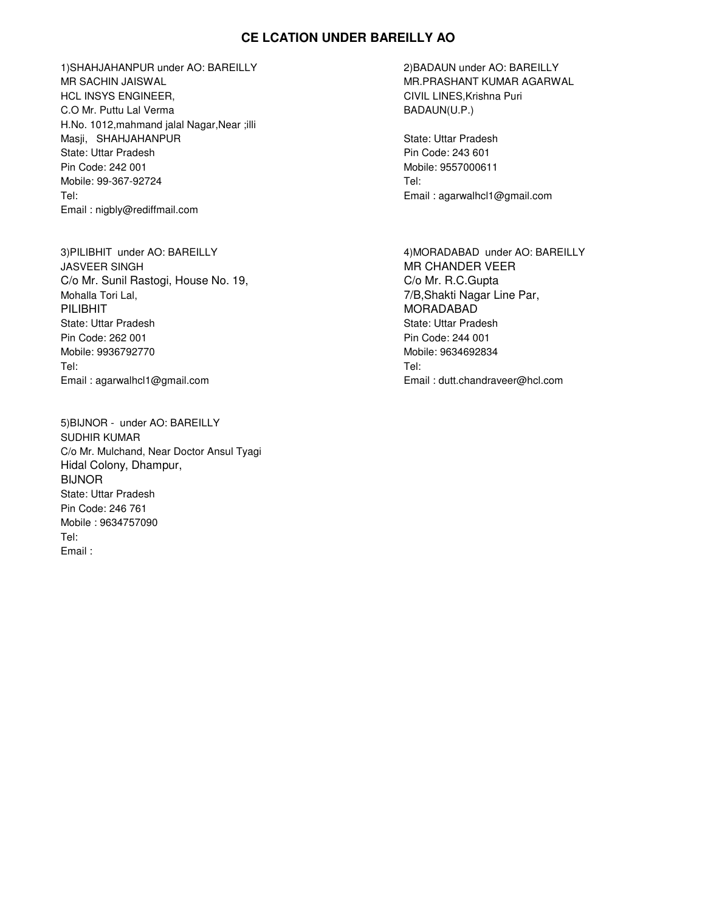# CE LCATION UNDER BAREILLY AO

1)SHAHJAHANPUR under AO: BAREILLY
MR SACHIN JAISWAL
HCL INSYS ENGINEER,
C.O Mr. Puttu Lal Verma
H.No. 1012,mahmand jalal Nagar,Near ;illi Masji, SHAHJAHANPUR
State: Uttar Pradesh
Pin Code: 242 001
Mobile: 99-367-92724
Tel:
Email : nigbly@rediffmail.com

2)BADAUN under AO: BAREILLY
MR.PRASHANT KUMAR AGARWAL
CIVIL LINES,Krishna Puri
BADAUN(U.P.)

State: Uttar Pradesh
Pin Code: 243 601
Mobile: 9557000611
Tel:
Email : agarwalhcl1@gmail.com

3)PILIBHIT under AO: BAREILLY
JASVEER SINGH
C/o Mr. Sunil Rastogi, House No. 19,
Mohalla Tori Lal,
PILIBHIT
State: Uttar Pradesh
Pin Code: 262 001
Mobile: 9936792770
Tel:
Email : agarwalhcl1@gmail.com

4)MORADABAD under AO: BAREILLY
MR CHANDER VEER
C/o Mr. R.C.Gupta
7/B,Shakti Nagar Line Par,
MORADABAD
State: Uttar Pradesh
Pin Code: 244 001
Mobile: 9634692834
Tel:
Email : dutt.chandraveer@hcl.com

5)BIJNOR - under AO: BAREILLY
SUDHIR KUMAR
C/o Mr. Mulchand, Near Doctor Ansul Tyagi
Hidal Colony, Dhampur,
BIJNOR
State: Uttar Pradesh
Pin Code: 246 761
Mobile : 9634757090
Tel:
Email :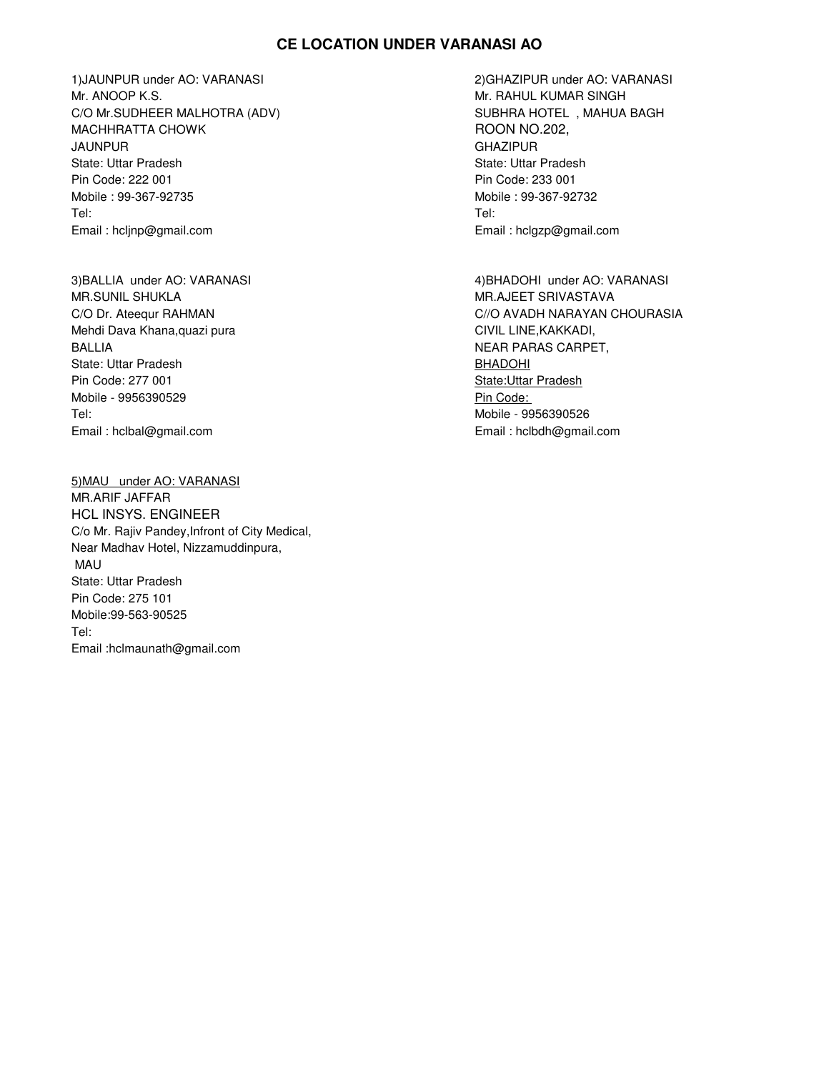# CE LOCATION UNDER VARANASI AO

1)JAUNPUR under AO: VARANASI
Mr. ANOOP K.S.
C/O Mr.SUDHEER MALHOTRA (ADV)
MACHHRATTA CHOWK
JAUNPUR
State: Uttar Pradesh
Pin Code: 222 001
Mobile : 99-367-92735
Tel:
Email : hcljnp@gmail.com

2)GHAZIPUR under AO: VARANASI
Mr. RAHUL KUMAR SINGH
SUBHRA HOTEL , MAHUA BAGH
ROON NO.202,
GHAZIPUR
State: Uttar Pradesh
Pin Code: 233 001
Mobile : 99-367-92732
Tel:
Email : hclgzp@gmail.com

3)BALLIA under AO: VARANASI
MR.SUNIL SHUKLA
C/O Dr. Ateequr RAHMAN
Mehdi Dava Khana,quazi pura
BALLIA
State: Uttar Pradesh
Pin Code: 277 001
Mobile - 9956390529
Tel:
Email : hclbal@gmail.com

4)BHADOHI under AO: VARANASI
MR.AJEET SRIVASTAVA
C//O AVADH NARAYAN CHOURASIA
CIVIL LINE,KAKKADI,
NEAR PARAS CARPET,
BHADOHI
State:Uttar Pradesh
Pin Code:
Mobile - 9956390526
Email : hclbdh@gmail.com

5)MAU under AO: VARANASI
MR.ARIF JAFFAR
HCL INSYS. ENGINEER
C/o Mr. Rajiv Pandey,Infront of City Medical,
Near Madhav Hotel, Nizzamuddinpura,
MAU
State: Uttar Pradesh
Pin Code: 275 101
Mobile:99-563-90525
Tel:
Email :hclmaunath@gmail.com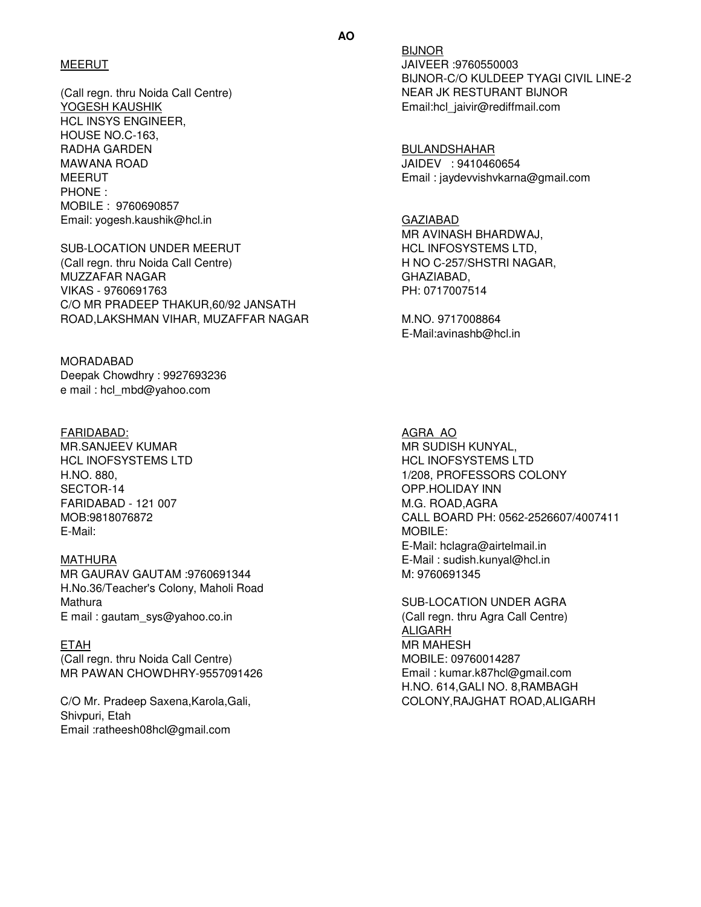**AO**

MEERUT

(Call regn. thru Noida Call Centre)
YOGESH KAUSHIK
HCL INSYS ENGINEER,
HOUSE NO.C-163,
RADHA GARDEN
MAWANA ROAD
MEERUT
PHONE :
MOBILE : 9760690857
Email: yogesh.kaushik@hcl.in

SUB-LOCATION UNDER MEERUT
(Call regn. thru Noida Call Centre)
MUZZAFAR NAGAR
VIKAS - 9760691763
C/O MR PRADEEP THAKUR,60/92 JANSATH ROAD,LAKSHMAN VIHAR, MUZAFFAR NAGAR

MORADABAD
Deepak Chowdhry : 9927693236
e mail : hcl_mbd@yahoo.com

FARIDABAD:
MR.SANJEEV KUMAR
HCL INOFSYSTEMS LTD
H.NO. 880,
SECTOR-14
FARIDABAD - 121 007
MOB:9818076872
E-Mail:

MATHURA
MR GAURAV GAUTAM :9760691344
H.No.36/Teacher's Colony, Maholi Road
Mathura
E mail : gautam_sys@yahoo.co.in

ETAH
(Call regn. thru Noida Call Centre)
MR PAWAN CHOWDHRY-9557091426

C/O Mr. Pradeep Saxena,Karola,Gali,
Shivpuri, Etah
Email :ratheesh08hcl@gmail.com

BIJNOR
JAIVEER :9760550003
BIJNOR-C/O KULDEEP TYAGI CIVIL LINE-2
NEAR JK RESTURANT BIJNOR
Email:hcl_jaivir@rediffmail.com

BULANDSHAHAR
JAIDEV : 9410460654
Email : jaydevvishvkarna@gmail.com

GAZIABAD
MR AVINASH BHARDWAJ,
HCL INFOSYSTEMS LTD,
H NO C-257/SHSTRI NAGAR,
GHAZIABAD,
PH: 0717007514

M.NO. 9717008864
E-Mail:avinashb@hcl.in

AGRA AO
MR SUDISH KUNYAL,
HCL INOFSYSTEMS LTD
1/208, PROFESSORS COLONY
OPP.HOLIDAY INN
M.G. ROAD,AGRA
CALL BOARD PH: 0562-2526607/4007411
MOBILE:
E-Mail: hclagra@airtelmail.in
E-Mail : sudish.kunyal@hcl.in
M: 9760691345

SUB-LOCATION UNDER AGRA
(Call regn. thru Agra Call Centre)
ALIGARH
MR MAHESH
MOBILE: 09760014287
Email : kumar.k87hcl@gmail.com
H.NO. 614,GALI NO. 8,RAMBAGH COLONY,RAJGHAT ROAD,ALIGARH